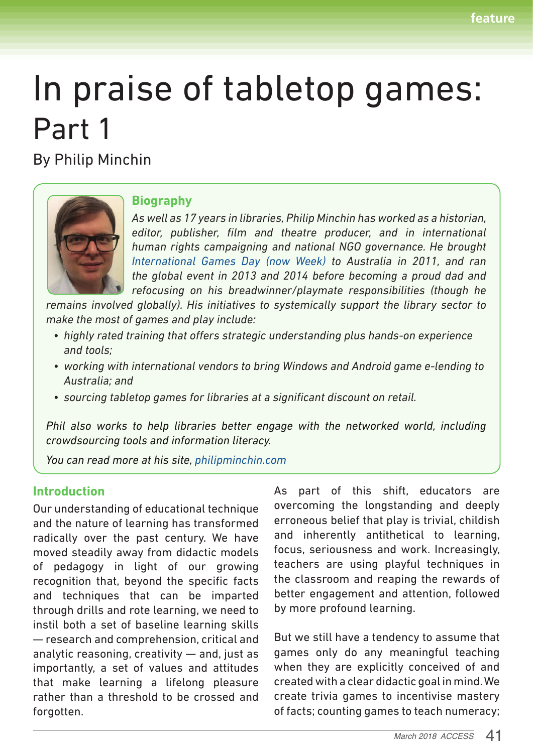# In praise of tabletop games: Part 1

By Philip Minchin

## Biography

*As well as 17 years in libraries, Philip Minchin has worked as a historian, editor, publisher, film and theatre producer, and in international human rights campaigning and national NGO governance. He brought International Games Day (now Week) to Australia in 2011, and ran the global event in 2013 and 2014 before becoming a proud dad and refocusing on his breadwinner/playmate responsibilities (though he remains involved globally). His initiatives to systemically support the library sector to make the most of games and play include:*

- *highly rated training that offers strategic understanding plus hands-on experience and tools;*
- *working with international vendors to bring Windows and Android game e-lending to Australia; and*
- *sourcing tabletop games for libraries at a significant discount on retail.*

*Phil also works to help libraries better engage with the networked world, including crowdsourcing tools and information literacy.*

*You can read more at his site, philipminchin.com*

## Introduction

Our understanding of educational technique and the nature of learning has transformed radically over the past century. We have moved steadily away from didactic models of pedagogy in light of our growing recognition that, beyond the specific facts and techniques that can be imparted through drills and rote learning, we need to instil both a set of baseline learning skills — research and comprehension, critical and analytic reasoning, creativity — and, just as importantly, a set of values and attitudes that make learning a lifelong pleasure rather than a threshold to be crossed and forgotten.

As part of this shift, educators are overcoming the longstanding and deeply erroneous belief that play is trivial, childish and inherently antithetical to learning, focus, seriousness and work. Increasingly, teachers are using playful techniques in the classroom and reaping the rewards of better engagement and attention, followed by more profound learning.

But we still have a tendency to assume that games only do any meaningful teaching when they are explicitly conceived of and created with a clear didactic goal in mind. We create trivia games to incentivise mastery of facts; counting games to teach numeracy;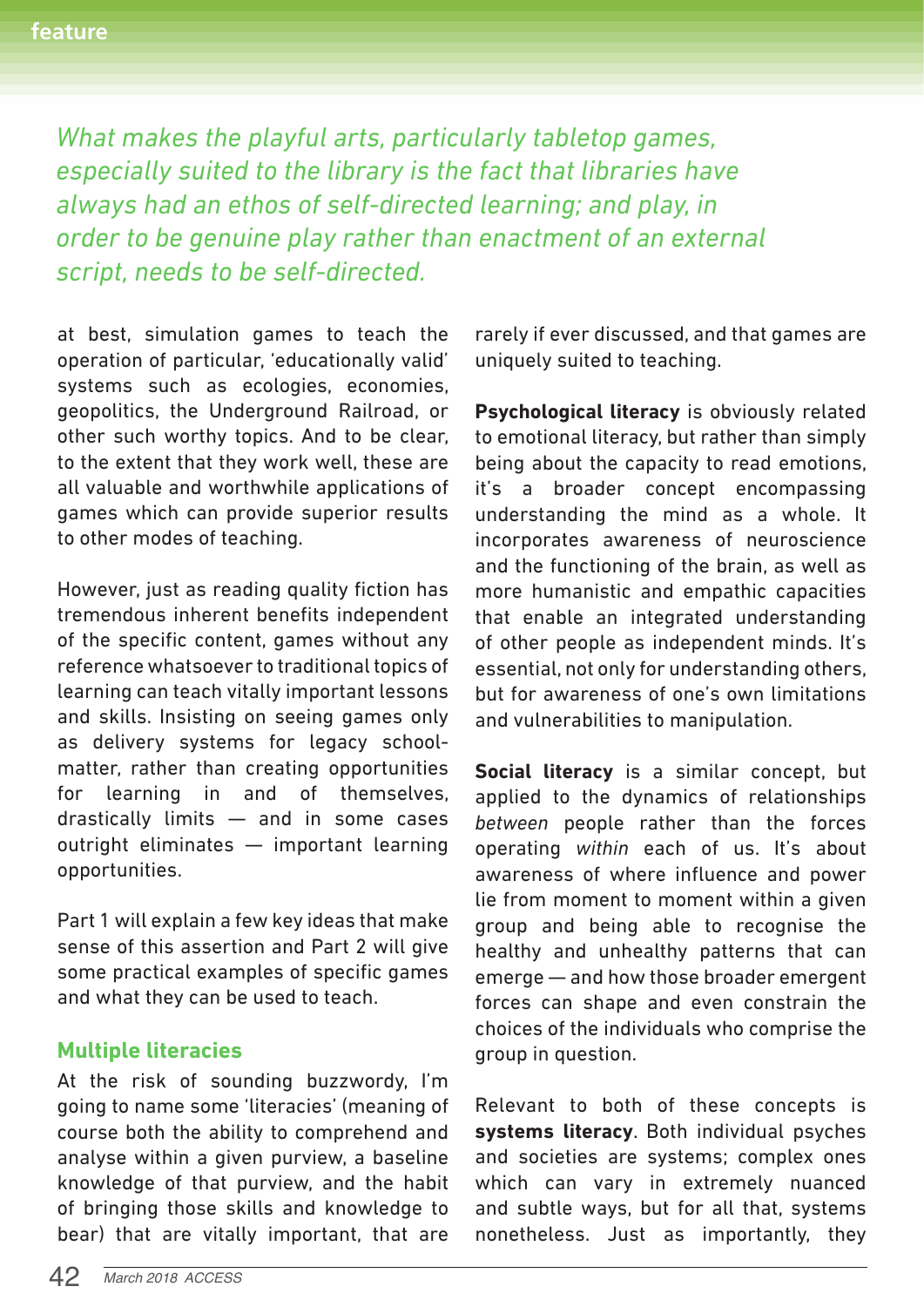*What makes the playful arts, particularly tabletop games, especially suited to the library is the fact that libraries have always had an ethos of self-directed learning; and play, in order to be genuine play rather than enactment of an external script, needs to be self-directed.*

at best, simulation games to teach the operation of particular, 'educationally valid' systems such as ecologies, economies, geopolitics, the Underground Railroad, or other such worthy topics. And to be clear, to the extent that they work well, these are all valuable and worthwhile applications of games which can provide superior results to other modes of teaching.

However, just as reading quality fiction has tremendous inherent benefits independent of the specific content, games without any reference whatsoever to traditional topics of learning can teach vitally important lessons and skills. Insisting on seeing games only as delivery systems for legacy school-matter, rather than creating opportunities for learning in and of themselves, drastically limits — and in some cases outright eliminates — important learning opportunities.

Part 1 will explain a few key ideas that make sense of this assertion and Part 2 will give some practical examples of specific games and what they can be used to teach.

## Multiple literacies

At the risk of sounding buzzwordy, I'm going to name some 'literacies' (meaning of course both the ability to comprehend and analyse within a given purview, a baseline knowledge of that purview, and the habit of bringing those skills and knowledge to bear) that are vitally important, that are rarely if ever discussed, and that games are uniquely suited to teaching.

**Psychological literacy** is obviously related to emotional literacy, but rather than simply being about the capacity to read emotions, it's a broader concept encompassing understanding the mind as a whole. It incorporates awareness of neuroscience and the functioning of the brain, as well as more humanistic and empathic capacities that enable an integrated understanding of other people as independent minds. It's essential, not only for understanding others, but for awareness of one's own limitations and vulnerabilities to manipulation.

**Social literacy** is a similar concept, but applied to the dynamics of relationships *between* people rather than the forces operating *within* each of us. It's about awareness of where influence and power lie from moment to moment within a given group and being able to recognise the healthy and unhealthy patterns that can emerge — and how those broader emergent forces can shape and even constrain the choices of the individuals who comprise the group in question.

Relevant to both of these concepts is **systems literacy**. Both individual psyches and societies are systems; complex ones which can vary in extremely nuanced and subtle ways, but for all that, systems nonetheless. Just as importantly, they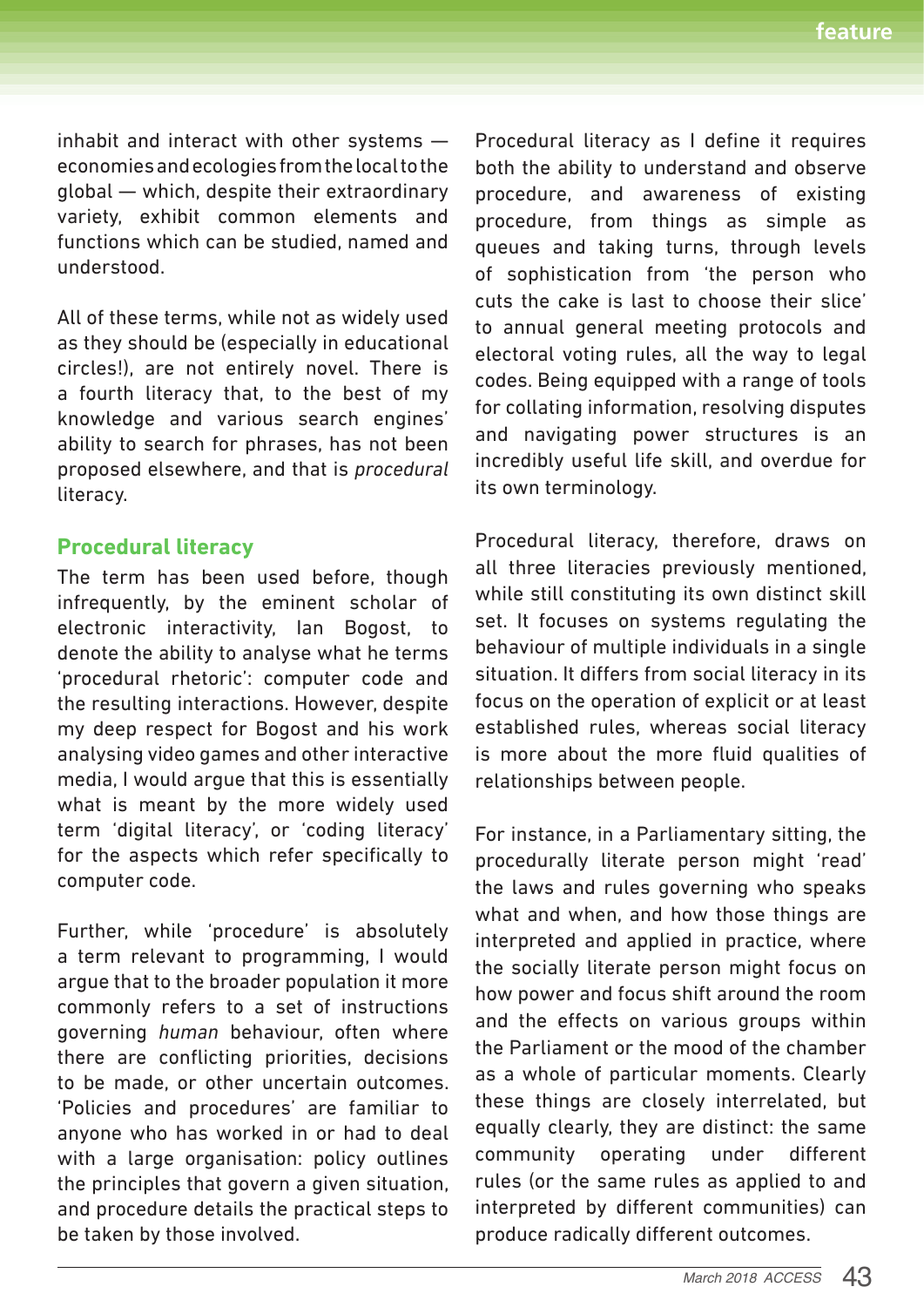inhabit and interact with other systems — economies and ecologies from the local to the global — which, despite their extraordinary variety, exhibit common elements and functions which can be studied, named and understood.

All of these terms, while not as widely used as they should be (especially in educational circles!), are not entirely novel. There is a fourth literacy that, to the best of my knowledge and various search engines' ability to search for phrases, has not been proposed elsewhere, and that is *procedural* literacy.

## Procedural literacy

The term has been used before, though infrequently, by the eminent scholar of electronic interactivity, Ian Bogost, to denote the ability to analyse what he terms 'procedural rhetoric': computer code and the resulting interactions. However, despite my deep respect for Bogost and his work analysing video games and other interactive media, I would argue that this is essentially what is meant by the more widely used term 'digital literacy', or 'coding literacy' for the aspects which refer specifically to computer code.

Further, while 'procedure' is absolutely a term relevant to programming, I would argue that to the broader population it more commonly refers to a set of instructions governing *human* behaviour, often where there are conflicting priorities, decisions to be made, or other uncertain outcomes. 'Policies and procedures' are familiar to anyone who has worked in or had to deal with a large organisation: policy outlines the principles that govern a given situation, and procedure details the practical steps to be taken by those involved.

Procedural literacy as I define it requires both the ability to understand and observe procedure, and awareness of existing procedure, from things as simple as queues and taking turns, through levels of sophistication from 'the person who cuts the cake is last to choose their slice' to annual general meeting protocols and electoral voting rules, all the way to legal codes. Being equipped with a range of tools for collating information, resolving disputes and navigating power structures is an incredibly useful life skill, and overdue for its own terminology.

Procedural literacy, therefore, draws on all three literacies previously mentioned, while still constituting its own distinct skill set. It focuses on systems regulating the behaviour of multiple individuals in a single situation. It differs from social literacy in its focus on the operation of explicit or at least established rules, whereas social literacy is more about the more fluid qualities of relationships between people.

For instance, in a Parliamentary sitting, the procedurally literate person might 'read' the laws and rules governing who speaks what and when, and how those things are interpreted and applied in practice, where the socially literate person might focus on how power and focus shift around the room and the effects on various groups within the Parliament or the mood of the chamber as a whole of particular moments. Clearly these things are closely interrelated, but equally clearly, they are distinct: the same community operating under different rules (or the same rules as applied to and interpreted by different communities) can produce radically different outcomes.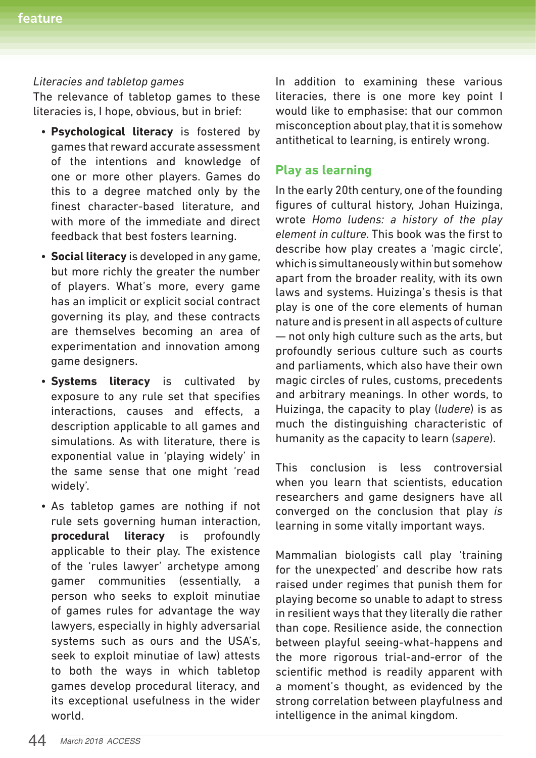*Literacies and tabletop games*

The relevance of tabletop games to these literacies is, I hope, obvious, but in brief:

- **Psychological literacy** is fostered by games that reward accurate assessment of the intentions and knowledge of one or more other players. Games do this to a degree matched only by the finest character-based literature, and with more of the immediate and direct feedback that best fosters learning.
- **Social literacy** is developed in any game, but more richly the greater the number of players. What's more, every game has an implicit or explicit social contract governing its play, and these contracts are themselves becoming an area of experimentation and innovation among game designers.
- **Systems literacy** is cultivated by exposure to any rule set that specifies interactions, causes and effects, a description applicable to all games and simulations. As with literature, there is exponential value in 'playing widely' in the same sense that one might 'read widely'.
- As tabletop games are nothing if not rule sets governing human interaction, **procedural literacy** is profoundly applicable to their play. The existence of the 'rules lawyer' archetype among gamer communities (essentially, a person who seeks to exploit minutiae of games rules for advantage the way lawyers, especially in highly adversarial systems such as ours and the USA's, seek to exploit minutiae of law) attests to both the ways in which tabletop games develop procedural literacy, and its exceptional usefulness in the wider world.

In addition to examining these various literacies, there is one more key point I would like to emphasise: that our common misconception about play, that it is somehow antithetical to learning, is entirely wrong.

## Play as learning

In the early 20th century, one of the founding figures of cultural history, Johan Huizinga, wrote *Homo ludens: a history of the play element in culture*. This book was the first to describe how play creates a 'magic circle', which is simultaneously within but somehow apart from the broader reality, with its own laws and systems. Huizinga's thesis is that play is one of the core elements of human nature and is present in all aspects of culture — not only high culture such as the arts, but profoundly serious culture such as courts and parliaments, which also have their own magic circles of rules, customs, precedents and arbitrary meanings. In other words, to Huizinga, the capacity to play (*ludere*) is as much the distinguishing characteristic of humanity as the capacity to learn (*sapere*).

This conclusion is less controversial when you learn that scientists, education researchers and game designers have all converged on the conclusion that play *is* learning in some vitally important ways.

Mammalian biologists call play 'training for the unexpected' and describe how rats raised under regimes that punish them for playing become so unable to adapt to stress in resilient ways that they literally die rather than cope. Resilience aside, the connection between playful seeing-what-happens and the more rigorous trial-and-error of the scientific method is readily apparent with a moment's thought, as evidenced by the strong correlation between playfulness and intelligence in the animal kingdom.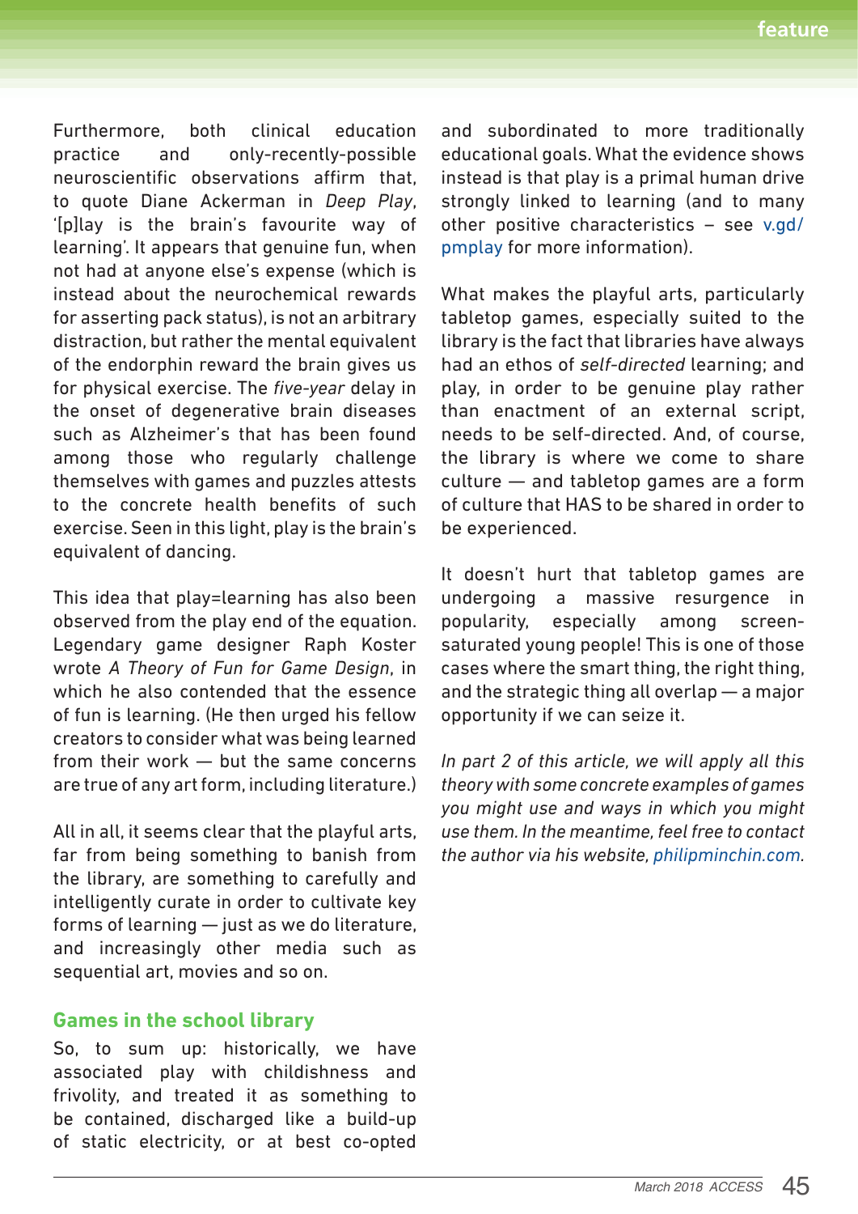Furthermore, both clinical education practice and only-recently-possible neuroscientific observations affirm that, to quote Diane Ackerman in *Deep Play*, '[p]lay is the brain's favourite way of learning'. It appears that genuine fun, when not had at anyone else's expense (which is instead about the neurochemical rewards for asserting pack status), is not an arbitrary distraction, but rather the mental equivalent of the endorphin reward the brain gives us for physical exercise. The *five-year* delay in the onset of degenerative brain diseases such as Alzheimer's that has been found among those who regularly challenge themselves with games and puzzles attests to the concrete health benefits of such exercise. Seen in this light, play is the brain's equivalent of dancing.

This idea that play=learning has also been observed from the play end of the equation. Legendary game designer Raph Koster wrote *A Theory of Fun for Game Design*, in which he also contended that the essence of fun is learning. (He then urged his fellow creators to consider what was being learned from their work — but the same concerns are true of any art form, including literature.)

All in all, it seems clear that the playful arts, far from being something to banish from the library, are something to carefully and intelligently curate in order to cultivate key forms of learning — just as we do literature, and increasingly other media such as sequential art, movies and so on.

## Games in the school library

So, to sum up: historically, we have associated play with childishness and frivolity, and treated it as something to be contained, discharged like a build-up of static electricity, or at best co-opted and subordinated to more traditionally educational goals. What the evidence shows instead is that play is a primal human drive strongly linked to learning (and to many other positive characteristics – see v.gd/pmplay for more information).

What makes the playful arts, particularly tabletop games, especially suited to the library is the fact that libraries have always had an ethos of *self-directed* learning; and play, in order to be genuine play rather than enactment of an external script, needs to be self-directed. And, of course, the library is where we come to share culture — and tabletop games are a form of culture that HAS to be shared in order to be experienced.

It doesn't hurt that tabletop games are undergoing a massive resurgence in popularity, especially among screen-saturated young people! This is one of those cases where the smart thing, the right thing, and the strategic thing all overlap — a major opportunity if we can seize it.

*In part 2 of this article, we will apply all this theory with some concrete examples of games you might use and ways in which you might use them. In the meantime, feel free to contact the author via his website, philipminchin.com.*